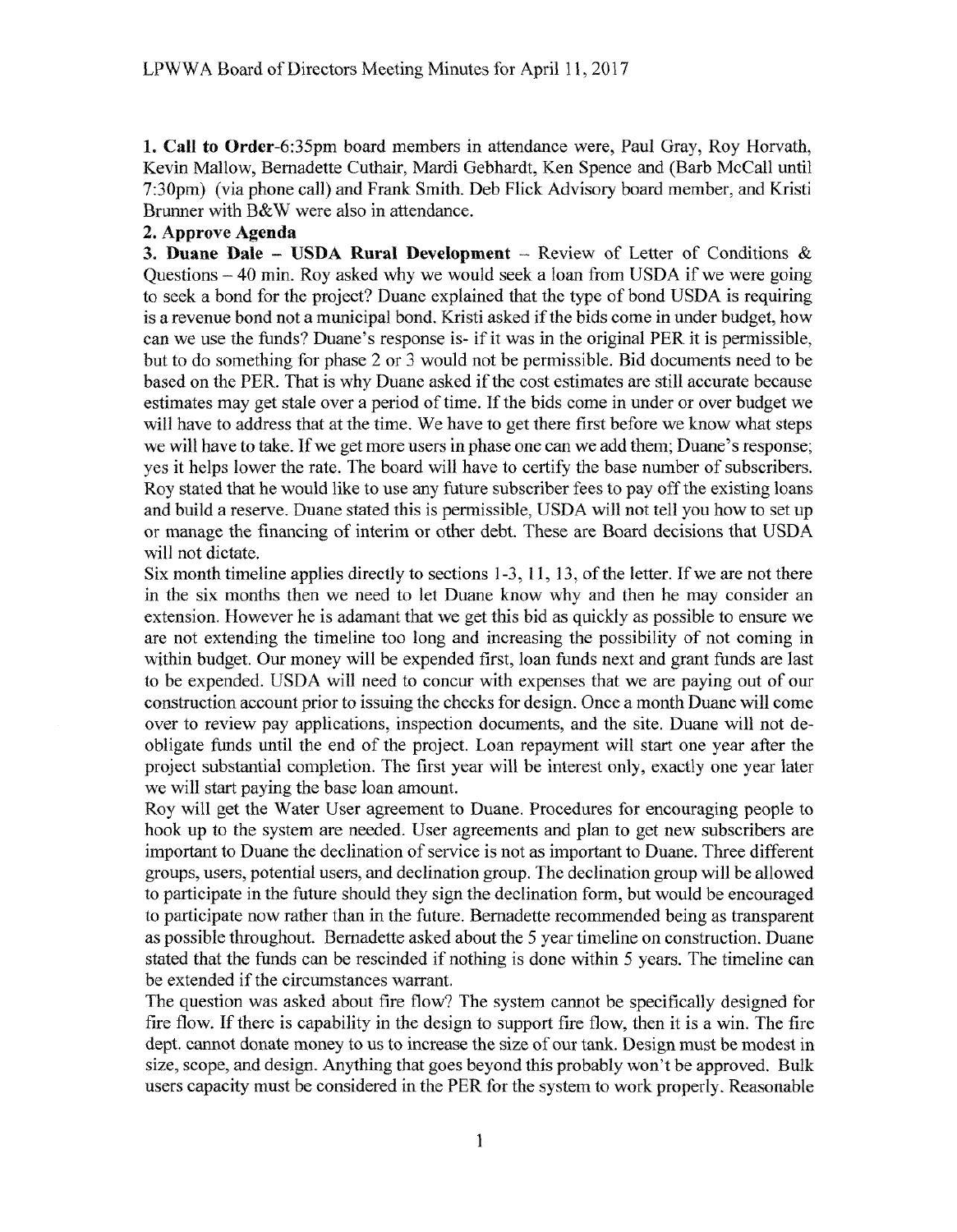LPWWA Board of Directors Meeting Minutes for April 11, 2017

**1. Call to Order**-6:35pm board members in attendance were, Paul Gray, Roy Horvath, Kevin Mallow, Bernadette Cuthair, Mardi Gebhardt, Ken Spence and (Barb McCall until 7:30pm) (via phone call) and Frank Smith. Deb Flick Advisory board member, and Kristi Brunner with B&W were also in attendance.

**2. Approve Agenda**

**3. Duane Dale – USDA Rural Development** – Review of Letter of Conditions & Questions – 40 min. Roy asked why we would seek a loan from USDA if we were going to seek a bond for the project? Duane explained that the type of bond USDA is requiring is a revenue bond not a municipal bond. Kristi asked if the bids come in under budget, how can we use the funds? Duane's response is- if it was in the original PER it is permissible, but to do something for phase 2 or 3 would not be permissible. Bid documents need to be based on the PER. That is why Duane asked if the cost estimates are still accurate because estimates may get stale over a period of time. If the bids come in under or over budget we will have to address that at the time. We have to get there first before we know what steps we will have to take. If we get more users in phase one can we add them; Duane's response; yes it helps lower the rate. The board will have to certify the base number of subscribers. Roy stated that he would like to use any future subscriber fees to pay off the existing loans and build a reserve. Duane stated this is permissible, USDA will not tell you how to set up or manage the financing of interim or other debt. These are Board decisions that USDA will not dictate.

Six month timeline applies directly to sections 1-3, 11, 13, of the letter. If we are not there in the six months then we need to let Duane know why and then he may consider an extension. However he is adamant that we get this bid as quickly as possible to ensure we are not extending the timeline too long and increasing the possibility of not coming in within budget. Our money will be expended first, loan funds next and grant funds are last to be expended. USDA will need to concur with expenses that we are paying out of our construction account prior to issuing the checks for design. Once a month Duane will come over to review pay applications, inspection documents, and the site. Duane will not de-obligate funds until the end of the project. Loan repayment will start one year after the project substantial completion. The first year will be interest only, exactly one year later we will start paying the base loan amount.

Roy will get the Water User agreement to Duane. Procedures for encouraging people to hook up to the system are needed. User agreements and plan to get new subscribers are important to Duane the declination of service is not as important to Duane. Three different groups, users, potential users, and declination group. The declination group will be allowed to participate in the future should they sign the declination form, but would be encouraged to participate now rather than in the future. Bernadette recommended being as transparent as possible throughout. Bernadette asked about the 5 year timeline on construction. Duane stated that the funds can be rescinded if nothing is done within 5 years. The timeline can be extended if the circumstances warrant.

The question was asked about fire flow? The system cannot be specifically designed for fire flow. If there is capability in the design to support fire flow, then it is a win. The fire dept. cannot donate money to us to increase the size of our tank. Design must be modest in size, scope, and design. Anything that goes beyond this probably won't be approved. Bulk users capacity must be considered in the PER for the system to work properly. Reasonable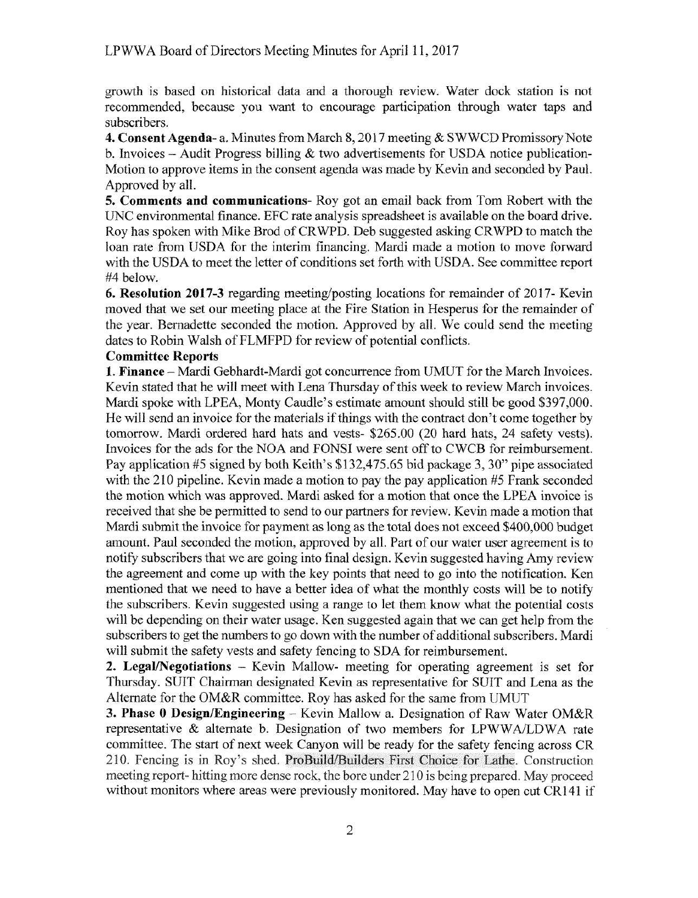growth is based on historical data and a thorough review. Water dock station is not recommended, because you want to encourage participation through water taps and subscribers.

**4. Consent Agenda**- a. Minutes from March 8, 2017 meeting & SWWCD Promissory Note b. Invoices – Audit Progress billing & two advertisements for USDA notice publication- Motion to approve items in the consent agenda was made by Kevin and seconded by Paul. Approved by all.

**5. Comments and communications**- Roy got an email back from Tom Robert with the UNC environmental finance. EFC rate analysis spreadsheet is available on the board drive. Roy has spoken with Mike Brod of CRWPD. Deb suggested asking CRWPD to match the loan rate from USDA for the interim financing. Mardi made a motion to move forward with the USDA to meet the letter of conditions set forth with USDA. See committee report #4 below.

**6. Resolution 2017-3** regarding meeting/posting locations for remainder of 2017- Kevin moved that we set our meeting place at the Fire Station in Hesperus for the remainder of the year. Bernadette seconded the motion. Approved by all. We could send the meeting dates to Robin Walsh of FLMFPD for review of potential conflicts.

**Committee Reports**

**1. Finance** – Mardi Gebhardt-Mardi got concurrence from UMUT for the March Invoices. Kevin stated that he will meet with Lena Thursday of this week to review March invoices. Mardi spoke with LPEA, Monty Caudle's estimate amount should still be good $397,000. He will send an invoice for the materials if things with the contract don't come together by tomorrow. Mardi ordered hard hats and vests- $265.00 (20 hard hats, 24 safety vests). Invoices for the ads for the NOA and FONSI were sent off to CWCB for reimbursement. Pay application #5 signed by both Keith's $132,475.65 bid package 3, 30" pipe associated with the 210 pipeline. Kevin made a motion to pay the pay application #5 Frank seconded the motion which was approved. Mardi asked for a motion that once the LPEA invoice is received that she be permitted to send to our partners for review. Kevin made a motion that Mardi submit the invoice for payment as long as the total does not exceed $400,000 budget amount. Paul seconded the motion, approved by all. Part of our water user agreement is to notify subscribers that we are going into final design. Kevin suggested having Amy review the agreement and come up with the key points that need to go into the notification. Ken mentioned that we need to have a better idea of what the monthly costs will be to notify the subscribers. Kevin suggested using a range to let them know what the potential costs will be depending on their water usage. Ken suggested again that we can get help from the subscribers to get the numbers to go down with the number of additional subscribers. Mardi will submit the safety vests and safety fencing to SDA for reimbursement.

**2. Legal/Negotiations** – Kevin Mallow- meeting for operating agreement is set for Thursday. SUIT Chairman designated Kevin as representative for SUIT and Lena as the Alternate for the OM&R committee. Roy has asked for the same from UMUT

**3. Phase 0 Design/Engineering** – Kevin Mallow a. Designation of Raw Water OM&R representative & alternate b. Designation of two members for LPWWA/LDWA rate committee. The start of next week Canyon will be ready for the safety fencing across CR 210. Fencing is in Roy's shed. ProBuild/Builders First Choice for Lathe. Construction meeting report- hitting more dense rock, the bore under 210 is being prepared. May proceed without monitors where areas were previously monitored. May have to open cut CR141 if